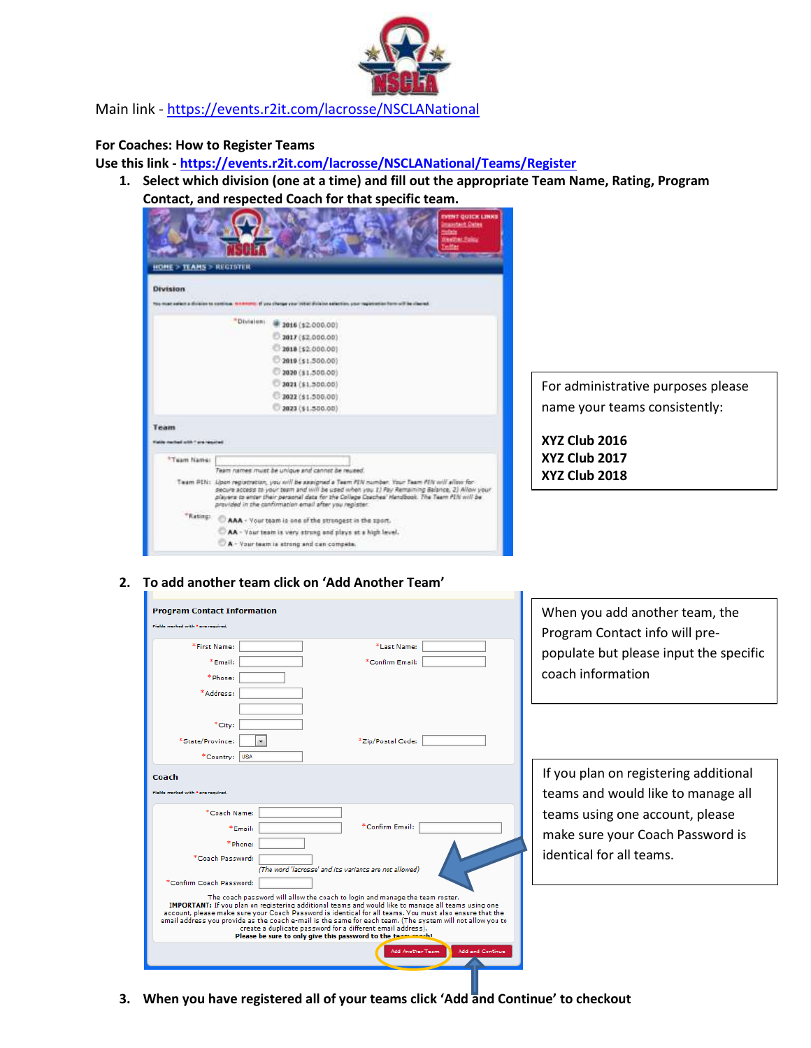Main link - https://events.r2it.com/lacrosse/NSCLANational

**For Coaches: How to Register Teams**

**Use this link - https://events.r2it.com/lacrosse/NSCLANational/Teams/Register**

1. **Select which division (one at a time) and fill out the appropriate Team Name, Rating, Program Contact, and respected Coach for that specific team.**

For administrative purposes please name your teams consistently:

**XYZ Club 2016**
**XYZ Club 2017**
**XYZ Club 2018**

2. **To add another team click on 'Add Another Team'**

When you add another team, the Program Contact info will pre-populate but please input the specific coach information

If you plan on registering additional teams and would like to manage all teams using one account, please make sure your Coach Password is identical for all teams.

3. **When you have registered all of your teams click 'Add and Continue' to checkout**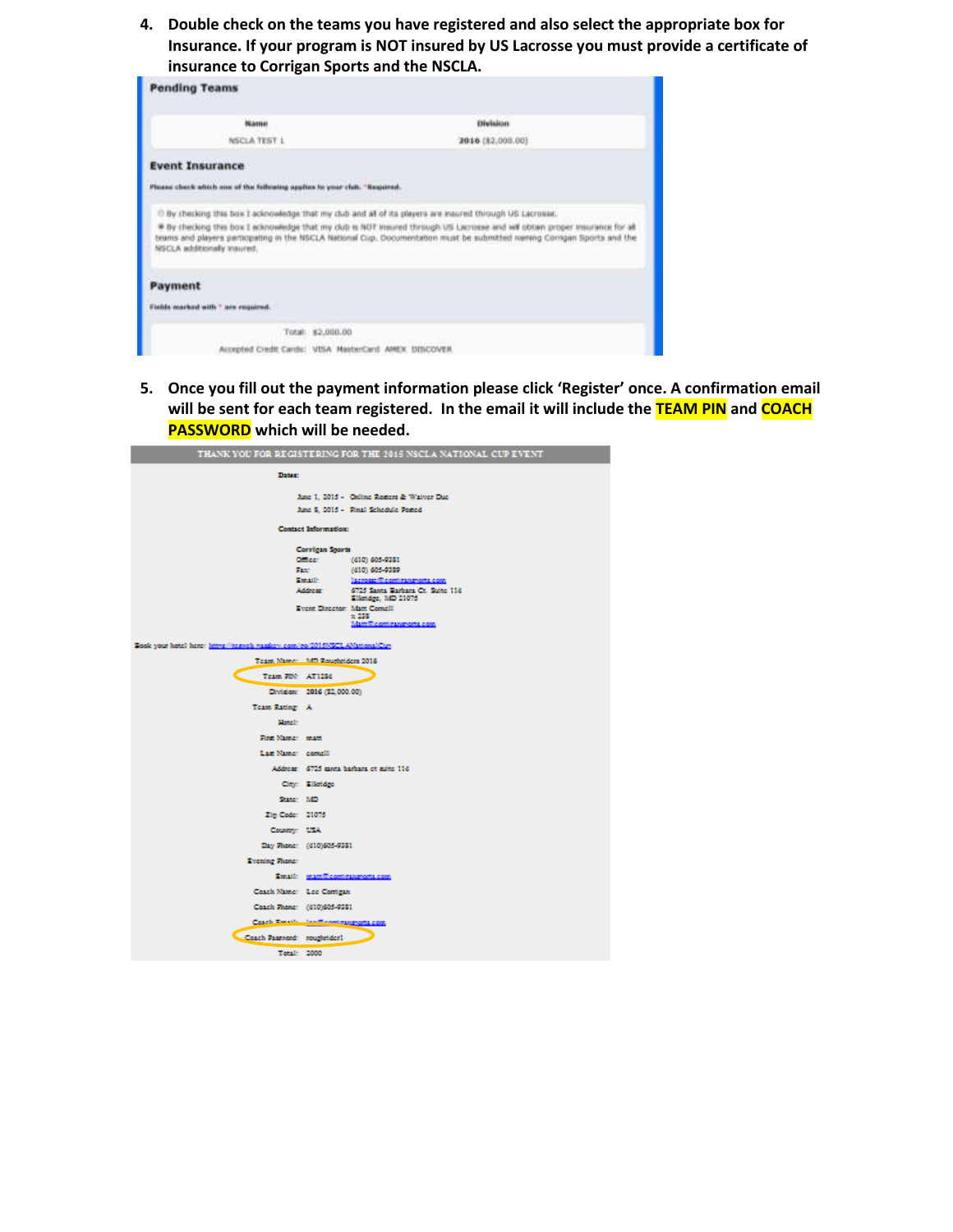4. **Double check on the teams you have registered and also select the appropriate box for Insurance. If your program is NOT insured by US Lacrosse you must provide a certificate of insurance to Corrigan Sports and the NSCLA.**

**Pending Teams**

| Name | Division |
| --- | --- |
| NSCLA TEST 1 | 2016 ($2,000.00) |

**Event Insurance**

Please check which one of the following applies to your club. *Required.

- By checking this box I acknowledge that my club and all of its players are insured through US Lacrosse.
- By checking this box I acknowledge that my club is NOT insured through US Lacrosse and will obtain proper insurance for all teams and players participating in the NSCLA National Cup. Documentation must be submitted naming Corrigan Sports and the NSCLA additionally insured.

**Payment**

Fields marked with * are required.

Total: $2,000.00

Accepted Credit Cards: VISA MasterCard AMEX DISCOVER

5. **Once you fill out the payment information please click 'Register' once. A confirmation email will be sent for each team registered. In the email it will include the TEAM PIN and COACH PASSWORD which will be needed.**

**THANK YOU FOR REGISTERING FOR THE 2015 NSCLA NATIONAL CUP EVENT**

**Dates:**

June 1, 2015 - Online Rosters & Waiver Due
June 8, 2015 - Final Schedule Posted

**Contact Information:**

**Corrigan Sports**

| | |
| --- | --- |
| Office: | (410) 605-9381 |
| Fax: | (410) 605-9389 |
| Email: | lacrosse@corrigansports.com |
| Address: | 6725 Santa Barbara Ct. Suite 114 Elkridge, MD 21075 |
| Event Director: | Matt Cornell x 238 Matt@corrigansports.com |

Book your hotel here: https://resweb.passkey.com/go/2015NSCLANationalCup

| | |
| --- | --- |
| Team Name: | MD Roughriders 2016 |
| Team PIN: | AT1286 |
| Division: | 2016 ($2,000.00) |
| Team Rating: | A |
| Hotel: | |
| First Name: | matt |
| Last Name: | cornell |
| Address: | 6725 santa barbara ct suite 114 |
| City: | Elkridge |
| State: | MD |
| Zip Code: | 21075 |
| Country: | USA |
| Day Phone: | (410)605-9381 |
| Evening Phone: | |
| Email: | matt@corrigansports.com |
| Coach Name: | Lee Corrigan |
| Coach Phone: | (410)605-9381 |
| Coach Email: | lee@corrigansports.com |
| Coach Password: | roughrider1 |
| Total: | 2000 |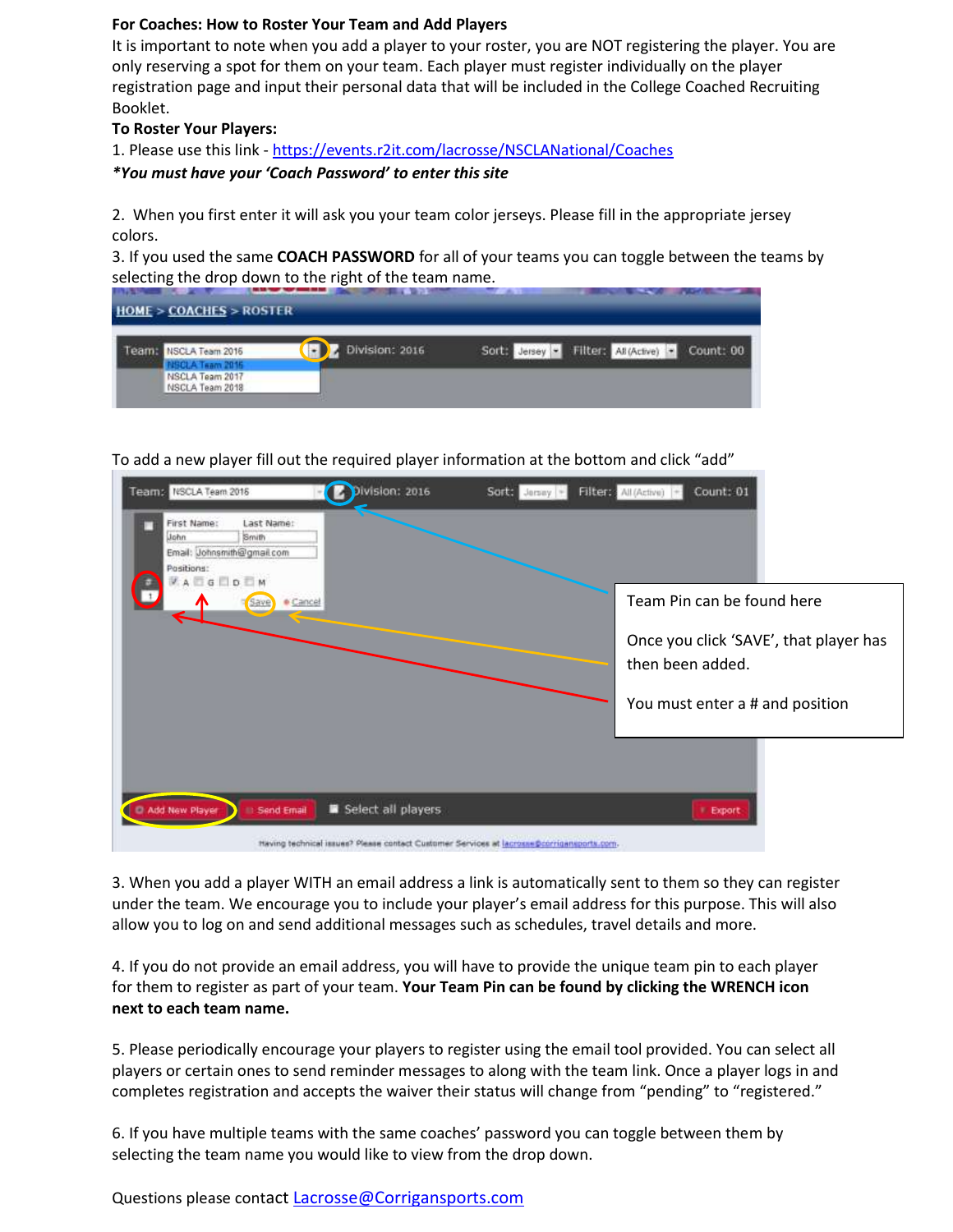**For Coaches: How to Roster Your Team and Add Players**

It is important to note when you add a player to your roster, you are NOT registering the player. You are only reserving a spot for them on your team. Each player must register individually on the player registration page and input their personal data that will be included in the College Coached Recruiting Booklet.

**To Roster Your Players:**

1. Please use this link - https://events.r2it.com/lacrosse/NSCLANational/Coaches

***You must have your 'Coach Password' to enter this site***

2. When you first enter it will ask you your team color jerseys. Please fill in the appropriate jersey colors.

3. If you used the same **COACH PASSWORD** for all of your teams you can toggle between the teams by selecting the drop down to the right of the team name.

To add a new player fill out the required player information at the bottom and click "add"

Team Pin can be found here

Once you click 'SAVE', that player has then been added.

You must enter a # and position

3. When you add a player WITH an email address a link is automatically sent to them so they can register under the team. We encourage you to include your player's email address for this purpose. This will also allow you to log on and send additional messages such as schedules, travel details and more.

4. If you do not provide an email address, you will have to provide the unique team pin to each player for them to register as part of your team. **Your Team Pin can be found by clicking the WRENCH icon next to each team name.**

5. Please periodically encourage your players to register using the email tool provided. You can select all players or certain ones to send reminder messages to along with the team link. Once a player logs in and completes registration and accepts the waiver their status will change from "pending" to "registered."

6. If you have multiple teams with the same coaches' password you can toggle between them by selecting the team name you would like to view from the drop down.

Questions please contact Lacrosse@Corrigansports.com